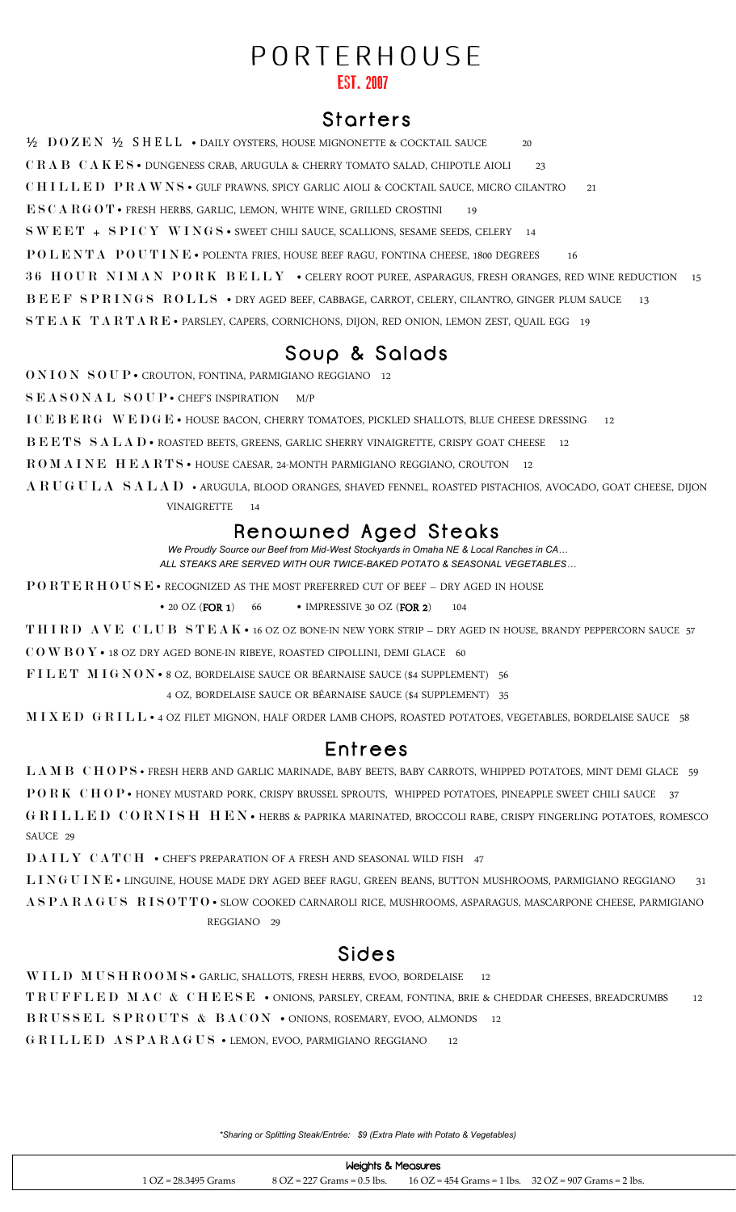# PORTERHOUSE

**EST. 2007**

## Starters

**½ DOZEN ½ SHELL** • DAILY OYSTERS, HOUSE MIGNONETTE & COCKTAIL SAUCE 20

**CRAB CAKES** • DUNGENESS CRAB, ARUGULA & CHERRY TOMATO SALAD, CHIPOTLE AIOLI 23

**CHILLED PRAWNS** • GULF PRAWNS, SPICY GARLIC AIOLI & COCKTAIL SAUCE, MICRO CILANTRO 21

**ESCARGOT** • FRESH HERBS, GARLIC, LEMON, WHITE WINE, GRILLED CROSTINI 19

**SWEET + SPICY WINGS** • SWEET CHILI SAUCE, SCALLIONS, SESAME SEEDS, CELERY 14

**POLENTA POUTINE** • POLENTA FRIES, HOUSE BEEF RAGU, FONTINA CHEESE, 1800 DEGREES 16

**36 HOUR NIMAN PORK BELLY** • CELERY ROOT PUREE, ASPARAGUS, FRESH ORANGES, RED WINE REDUCTION 15

**BEEF SPRINGS ROLLS** • DRY AGED BEEF, CABBAGE, CARROT, CELERY, CILANTRO, GINGER PLUM SAUCE 13

**STEAK TARTARE** • PARSLEY, CAPERS, CORNICHONS, DIJON, RED ONION, LEMON ZEST, QUAIL EGG 19

## Soup & Salads

**ONION SOUP** • CROUTON, FONTINA, PARMIGIANO REGGIANO 12

**SEASONAL SOUP** • CHEF'S INSPIRATION M/P

**ICEBERG WEDGE** • HOUSE BACON, CHERRY TOMATOES, PICKLED SHALLOTS, BLUE CHEESE DRESSING 12

**BEETS SALAD** • ROASTED BEETS, GREENS, GARLIC SHERRY VINAIGRETTE, CRISPY GOAT CHEESE 12

**ROMAINE HEARTS** • HOUSE CAESAR, 24-MONTH PARMIGIANO REGGIANO, CROUTON 12

**ARUGULA SALAD** • ARUGULA, BLOOD ORANGES, SHAVED FENNEL, ROASTED PISTACHIOS, AVOCADO, GOAT CHEESE, DIJON VINAIGRETTE 14

## Renowned Aged Steaks

*We Proudly Source our Beef from Mid-West Stockyards in Omaha NE & Local Ranches in CA…*
*ALL STEAKS ARE SERVED WITH OUR TWICE-BAKED POTATO & SEASONAL VEGETABLES…*

**PORTERHOUSE** • RECOGNIZED AS THE MOST PREFERRED CUT OF BEEF – DRY AGED IN HOUSE

• 20 OZ (**FOR 1**) 66 • IMPRESSIVE 30 OZ (**FOR 2**) 104

**THIRD AVE CLUB STEAK** • 16 OZ OZ BONE-IN NEW YORK STRIP – DRY AGED IN HOUSE, BRANDY PEPPERCORN SAUCE 57

**COWBOY** • 18 OZ DRY AGED BONE-IN RIBEYE, ROASTED CIPOLLINI, DEMI GLACE 60

**FILET MIGNON** • 8 OZ, BORDELAISE SAUCE OR BÉARNAISE SAUCE ($4 SUPPLEMENT) 56

4 OZ, BORDELAISE SAUCE OR BÉARNAISE SAUCE ($4 SUPPLEMENT) 35

**MIXED GRILL** • 4 OZ FILET MIGNON, HALF ORDER LAMB CHOPS, ROASTED POTATOES, VEGETABLES, BORDELAISE SAUCE 58

## Entrees

**LAMB CHOPS** • FRESH HERB AND GARLIC MARINADE, BABY BEETS, BABY CARROTS, WHIPPED POTATOES, MINT DEMI GLACE 59

**PORK CHOP** • HONEY MUSTARD PORK, CRISPY BRUSSEL SPROUTS, WHIPPED POTATOES, PINEAPPLE SWEET CHILI SAUCE 37

**GRILLED CORNISH HEN** • HERBS & PAPRIKA MARINATED, BROCCOLI RABE, CRISPY FINGERLING POTATOES, ROMESCO SAUCE 29

**DAILY CATCH** • CHEF'S PREPARATION OF A FRESH AND SEASONAL WILD FISH 47

**LINGUINE** • LINGUINE, HOUSE MADE DRY AGED BEEF RAGU, GREEN BEANS, BUTTON MUSHROOMS, PARMIGIANO REGGIANO 31

**ASPARAGUS RISOTTO** • SLOW COOKED CARNAROLI RICE, MUSHROOMS, ASPARAGUS, MASCARPONE CHEESE, PARMIGIANO REGGIANO 29

## Sides

**WILD MUSHROOMS** • GARLIC, SHALLOTS, FRESH HERBS, EVOO, BORDELAISE 12

**TRUFFLED MAC & CHEESE** • ONIONS, PARSLEY, CREAM, FONTINA, BRIE & CHEDDAR CHEESES, BREADCRUMBS 12

**BRUSSEL SPROUTS & BACON** • ONIONS, ROSEMARY, EVOO, ALMONDS 12

**GRILLED ASPARAGUS** • LEMON, EVOO, PARMIGIANO REGGIANO 12

*\*Sharing or Splitting Steak/Entrée: $9 (Extra Plate with Potato & Vegetables)*

| Weights & Measures | | | |
|---|---|---|---|
| 1 OZ = 28.3495 Grams | 8 OZ = 227 Grams = 0.5 lbs. | 16 OZ = 454 Grams = 1 lbs. | 32 OZ = 907 Grams = 2 lbs. |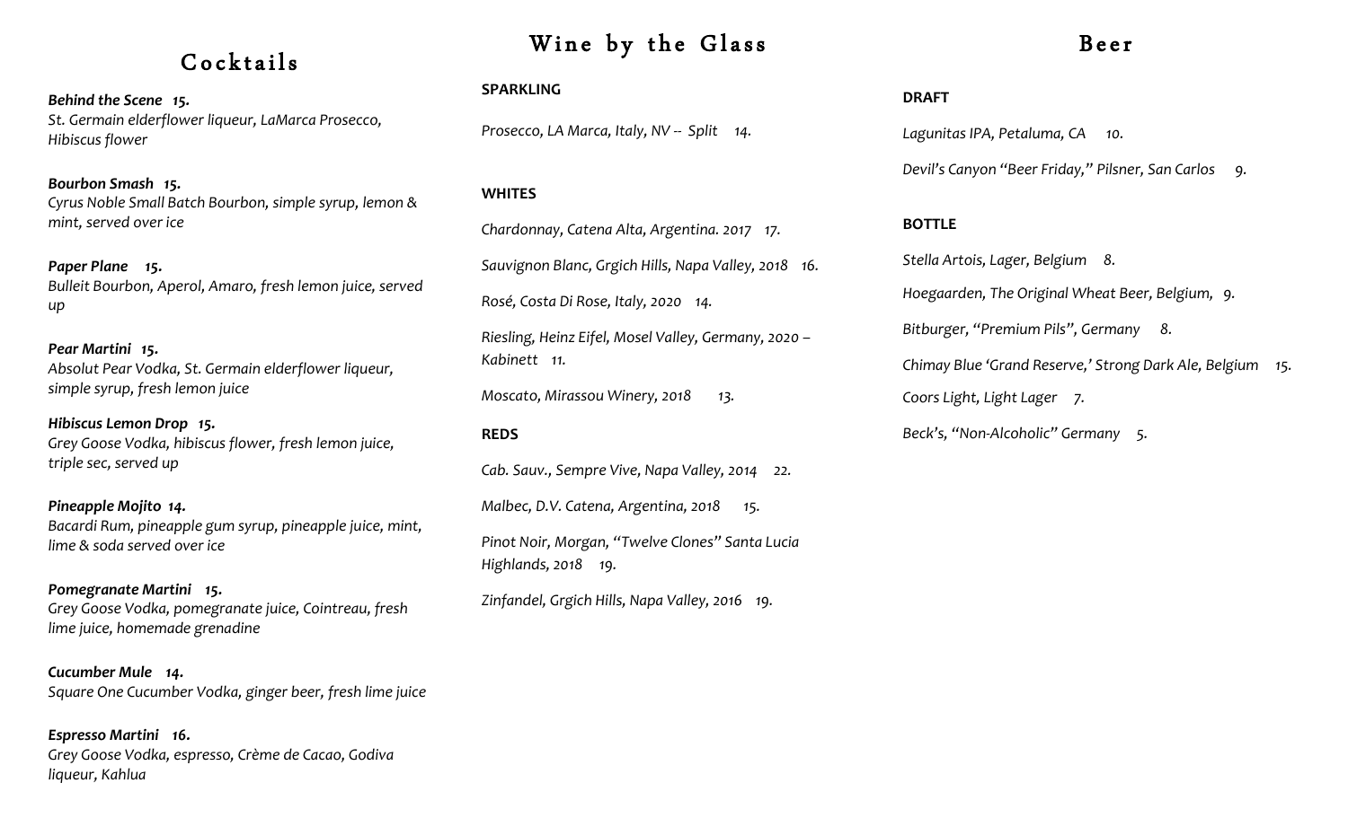## Cocktails

***Behind the Scene 15.***
*St. Germain elderflower liqueur, LaMarca Prosecco, Hibiscus flower*

***Bourbon Smash 15.***
*Cyrus Noble Small Batch Bourbon, simple syrup, lemon & mint, served over ice*

***Paper Plane 15.***
*Bulleit Bourbon, Aperol, Amaro, fresh lemon juice, served up*

***Pear Martini 15.***
*Absolut Pear Vodka, St. Germain elderflower liqueur, simple syrup, fresh lemon juice*

***Hibiscus Lemon Drop 15.***
*Grey Goose Vodka, hibiscus flower, fresh lemon juice, triple sec, served up*

***Pineapple Mojito 14.***
*Bacardi Rum, pineapple gum syrup, pineapple juice, mint, lime & soda served over ice*

***Pomegranate Martini 15.***
*Grey Goose Vodka, pomegranate juice, Cointreau, fresh lime juice, homemade grenadine*

***Cucumber Mule 14.***
*Square One Cucumber Vodka, ginger beer, fresh lime juice*

***Espresso Martini 16.***
*Grey Goose Vodka, espresso, Crème de Cacao, Godiva liqueur, Kahlua*

## Wine by the Glass

**SPARKLING**

*Prosecco, LA Marca, Italy, NV -- Split 14.*

**WHITES**

*Chardonnay, Catena Alta, Argentina. 2017 17.*

*Sauvignon Blanc, Grgich Hills, Napa Valley, 2018 16.*

*Rosé, Costa Di Rose, Italy, 2020 14.*

*Riesling, Heinz Eifel, Mosel Valley, Germany, 2020 – Kabinett 11.*

*Moscato, Mirassou Winery, 2018 13.*

**REDS**

*Cab. Sauv., Sempre Vive, Napa Valley, 2014 22.*

*Malbec, D.V. Catena, Argentina, 2018 15.*

*Pinot Noir, Morgan, "Twelve Clones" Santa Lucia Highlands, 2018 19.*

*Zinfandel, Grgich Hills, Napa Valley, 2016 19.*

## Beer

**DRAFT**

*Lagunitas IPA, Petaluma, CA 10.*

*Devil's Canyon "Beer Friday," Pilsner, San Carlos 9.*

**BOTTLE**

*Stella Artois, Lager, Belgium 8.*

*Hoegaarden, The Original Wheat Beer, Belgium, 9.*

*Bitburger, "Premium Pils", Germany 8.*

*Chimay Blue 'Grand Reserve,' Strong Dark Ale, Belgium 15.*

*Coors Light, Light Lager 7.*

*Beck's, "Non-Alcoholic" Germany 5.*